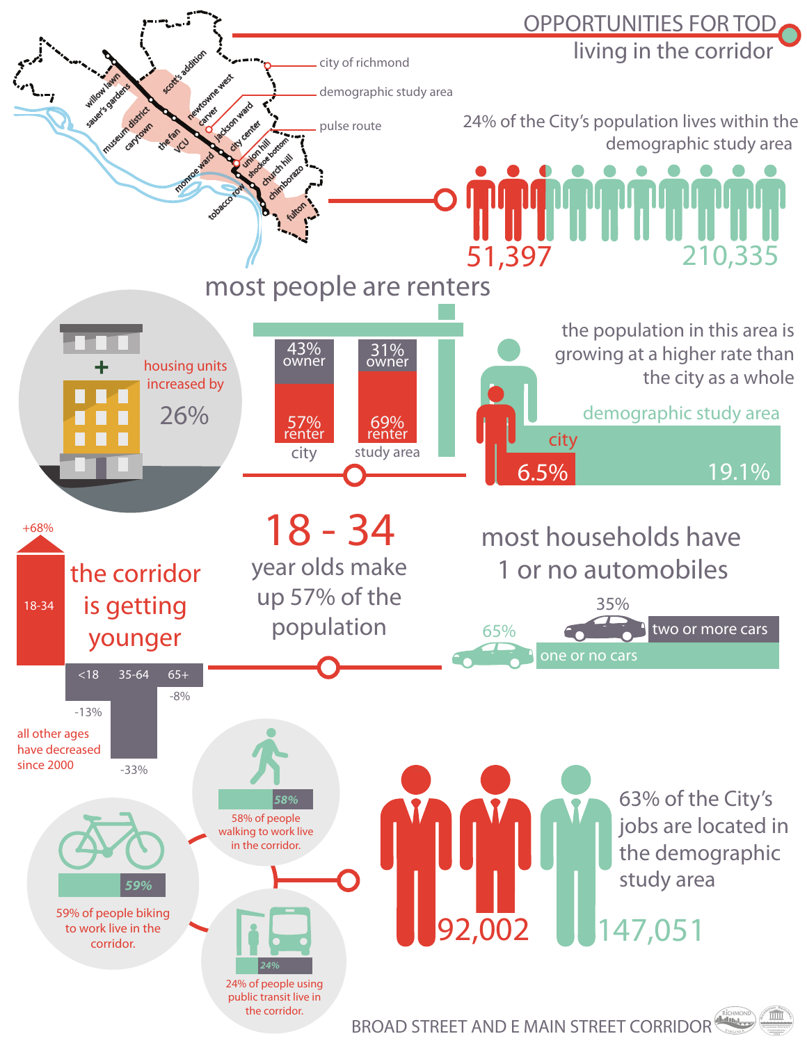# OPPORTUNITIES FOR TOD

## living in the corridor

willow lawn, sauer's gardens, museum district, carytown, scott's addition, the fan, VCU, newtowne west, carver, jackson ward, city center, monroe ward, union hill, shockoe bottom, church hill, tobacco row, chimborazo, fulton

- city of richmond
- demographic study area
- pulse route

24% of the City's population lives within the demographic study area

51,397 | 210,335

## most people are renters

housing units increased by 26%

| | city | study area |
|---|---|---|
| owner | 43% | 31% |
| renter | 57% | 69% |

the population in this area is growing at a higher rate than the city as a whole

- city: 6.5%
- demographic study area: 19.1%

## 18 - 34

year olds make up 57% of the population

### the corridor is getting younger

- 18-34: +68%
- <18: -13%
- 35-64: -33%
- 65+: -8%

all other ages have decreased since 2000

## most households have 1 or no automobiles

- 65% one or no cars
- 35% two or more cars

58% of people walking to work live in the corridor.

59% of people biking to work live in the corridor.

24% of people using public transit live in the corridor.

63% of the City's jobs are located in the demographic study area

92,002 | 147,051

BROAD STREET AND E MAIN STREET CORRIDOR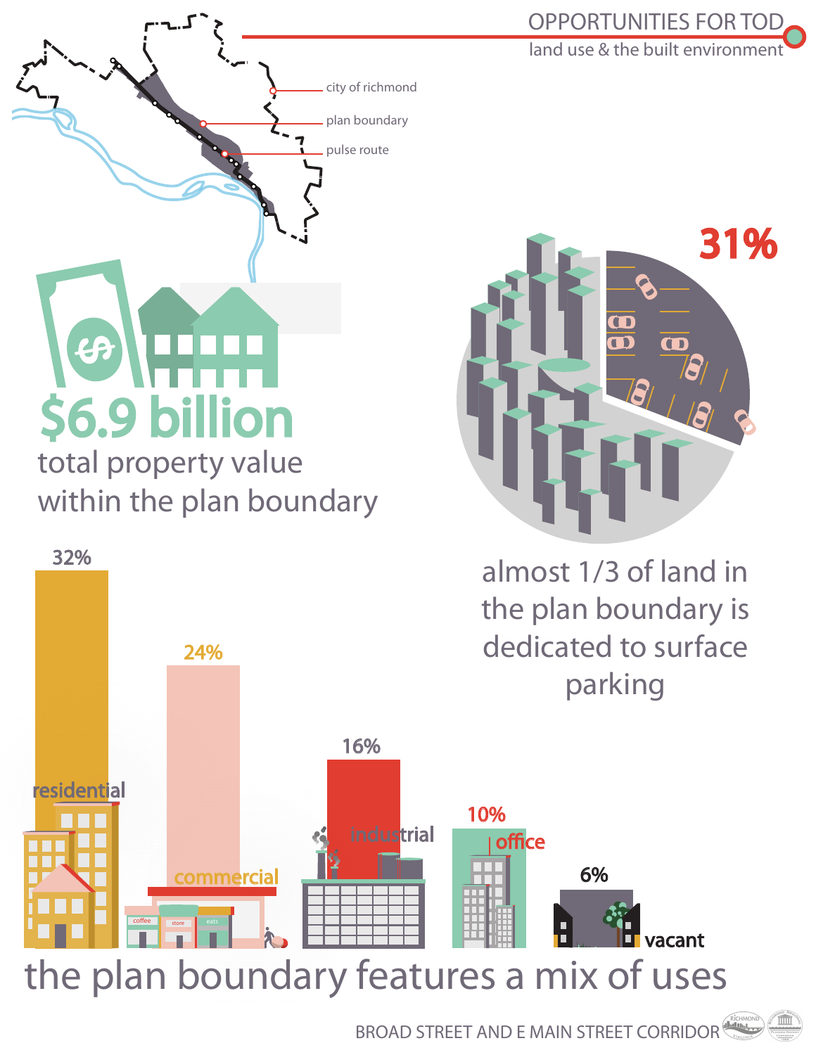# OPPORTUNITIES FOR TOD

land use & the built environment

city of richmond

plan boundary

pulse route

## $6.9 billion

total property value within the plan boundary

31%

almost 1/3 of land in the plan boundary is dedicated to surface parking

32%

residential

24%

commercial

coffee

store

eats

16%

industrial

10%

office

6%

vacant

## the plan boundary features a mix of uses

BROAD STREET AND E MAIN STREET CORRIDOR